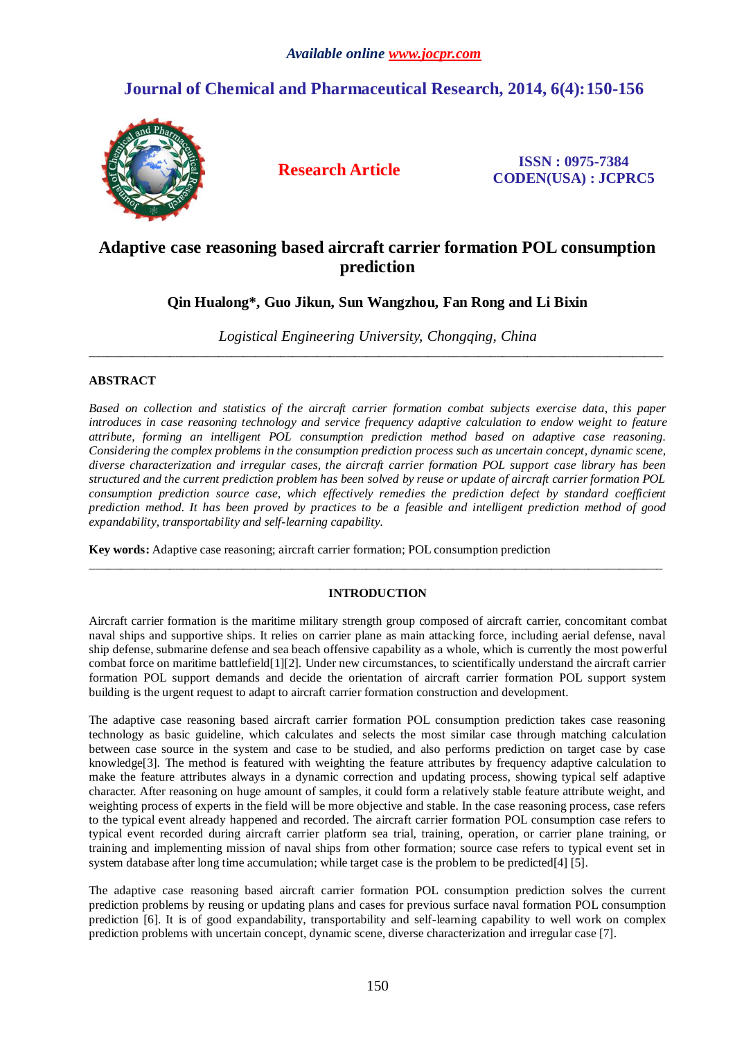*Available online www.jocpr.com*

# Journal of Chemical and Pharmaceutical Research, 2014, 6(4):150-156

**Research Article**

**ISSN : 0975-7384**
**CODEN(USA) : JCPRC5**

# Adaptive case reasoning based aircraft carrier formation POL consumption prediction

**Qin Hualong\*, Guo Jikun, Sun Wangzhou, Fan Rong and Li Bixin**

*Logistical Engineering University, Chongqing, China*

---

## ABSTRACT

*Based on collection and statistics of the aircraft carrier formation combat subjects exercise data, this paper introduces in case reasoning technology and service frequency adaptive calculation to endow weight to feature attribute, forming an intelligent POL consumption prediction method based on adaptive case reasoning. Considering the complex problems in the consumption prediction process such as uncertain concept, dynamic scene, diverse characterization and irregular cases, the aircraft carrier formation POL support case library has been structured and the current prediction problem has been solved by reuse or update of aircraft carrier formation POL consumption prediction source case, which effectively remedies the prediction defect by standard coefficient prediction method. It has been proved by practices to be a feasible and intelligent prediction method of good expandability, transportability and self-learning capability.*

**Key words:** Adaptive case reasoning; aircraft carrier formation; POL consumption prediction

---

## INTRODUCTION

Aircraft carrier formation is the maritime military strength group composed of aircraft carrier, concomitant combat naval ships and supportive ships. It relies on carrier plane as main attacking force, including aerial defense, naval ship defense, submarine defense and sea beach offensive capability as a whole, which is currently the most powerful combat force on maritime battlefield[1][2]. Under new circumstances, to scientifically understand the aircraft carrier formation POL support demands and decide the orientation of aircraft carrier formation POL support system building is the urgent request to adapt to aircraft carrier formation construction and development.

The adaptive case reasoning based aircraft carrier formation POL consumption prediction takes case reasoning technology as basic guideline, which calculates and selects the most similar case through matching calculation between case source in the system and case to be studied, and also performs prediction on target case by case knowledge[3]. The method is featured with weighting the feature attributes by frequency adaptive calculation to make the feature attributes always in a dynamic correction and updating process, showing typical self adaptive character. After reasoning on huge amount of samples, it could form a relatively stable feature attribute weight, and weighting process of experts in the field will be more objective and stable. In the case reasoning process, case refers to the typical event already happened and recorded. The aircraft carrier formation POL consumption case refers to typical event recorded during aircraft carrier platform sea trial, training, operation, or carrier plane training, or training and implementing mission of naval ships from other formation; source case refers to typical event set in system database after long time accumulation; while target case is the problem to be predicted[4] [5].

The adaptive case reasoning based aircraft carrier formation POL consumption prediction solves the current prediction problems by reusing or updating plans and cases for previous surface naval formation POL consumption prediction [6]. It is of good expandability, transportability and self-learning capability to well work on complex prediction problems with uncertain concept, dynamic scene, diverse characterization and irregular case [7].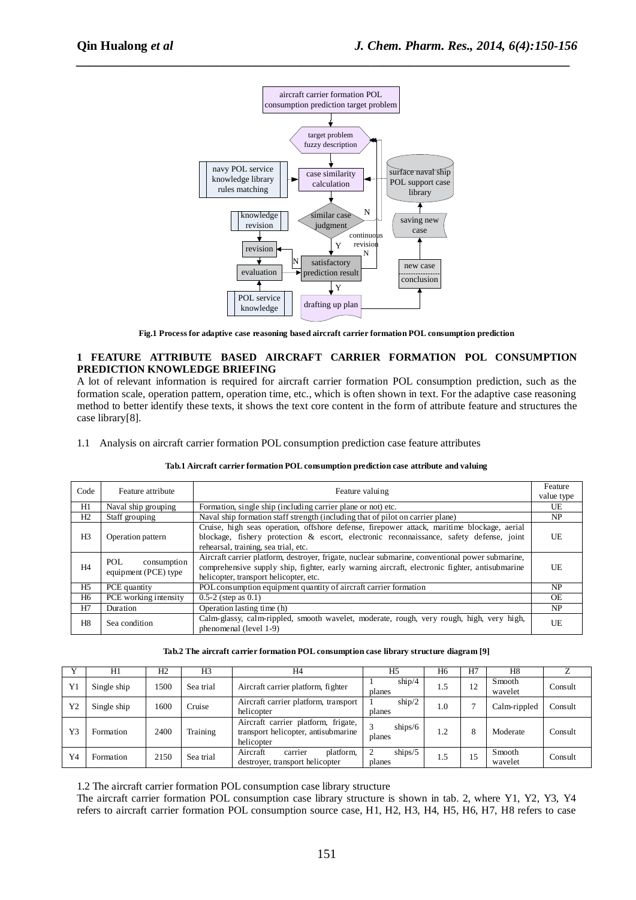Fig.1 Process for adaptive case reasoning based aircraft carrier formation POL consumption prediction

## 1 FEATURE ATTRIBUTE BASED AIRCRAFT CARRIER FORMATION POL CONSUMPTION PREDICTION KNOWLEDGE BRIEFING

A lot of relevant information is required for aircraft carrier formation POL consumption prediction, such as the formation scale, operation pattern, operation time, etc., which is often shown in text. For the adaptive case reasoning method to better identify these texts, it shows the text core content in the form of attribute feature and structures the case library[8].

### 1.1 Analysis on aircraft carrier formation POL consumption prediction case feature attributes

**Tab.1 Aircraft carrier formation POL consumption prediction case attribute and valuing**

| Code | Feature attribute | Feature valuing | Feature value type |
|---|---|---|---|
| H1 | Naval ship grouping | Formation, single ship (including carrier plane or not) etc. | UE |
| H2 | Staff grouping | Naval ship formation staff strength (including that of pilot on carrier plane) | NP |
| H3 | Operation pattern | Cruise, high seas operation, offshore defense, firepower attack, maritime blockage, aerial blockage, fishery protection & escort, electronic reconnaissance, safety defense, joint rehearsal, training, sea trial, etc. | UE |
| H4 | POL consumption equipment (PCE) type | Aircraft carrier platform, destroyer, frigate, nuclear submarine, conventional power submarine, comprehensive supply ship, fighter, early warning aircraft, electronic fighter, antisubmarine helicopter, transport helicopter, etc. | UE |
| H5 | PCE quantity | POL consumption equipment quantity of aircraft carrier formation | NP |
| H6 | PCE working intensity | 0.5-2 (step as 0.1) | OE |
| H7 | Duration | Operation lasting time (h) | NP |
| H8 | Sea condition | Calm-glassy, calm-rippled, smooth wavelet, moderate, rough, very rough, high, very high, phenomenal (level 1-9) | UE |

**Tab.2 The aircraft carrier formation POL consumption case library structure diagram [9]**

| Y | H1 | H2 | H3 | H4 | H5 | H6 | H7 | H8 | Z |
|---|---|---|---|---|---|---|---|---|---|
| Y1 | Single ship | 1500 | Sea trial | Aircraft carrier platform, fighter | 1 ship/4 planes | 1.5 | 12 | Smooth wavelet | Consult |
| Y2 | Single ship | 1600 | Cruise | Aircraft carrier platform, transport helicopter | 1 ship/2 planes | 1.0 | 7 | Calm-rippled | Consult |
| Y3 | Formation | 2400 | Training | Aircraft carrier platform, frigate, transport helicopter, antisubmarine helicopter | 3 ships/6 planes | 1.2 | 8 | Moderate | Consult |
| Y4 | Formation | 2150 | Sea trial | Aircraft carrier platform, destroyer, transport helicopter | 2 ships/5 planes | 1.5 | 15 | Smooth wavelet | Consult |

### 1.2 The aircraft carrier formation POL consumption case library structure

The aircraft carrier formation POL consumption case library structure is shown in tab. 2, where Y1, Y2, Y3, Y4 refers to aircraft carrier formation POL consumption source case, H1, H2, H3, H4, H5, H6, H7, H8 refers to case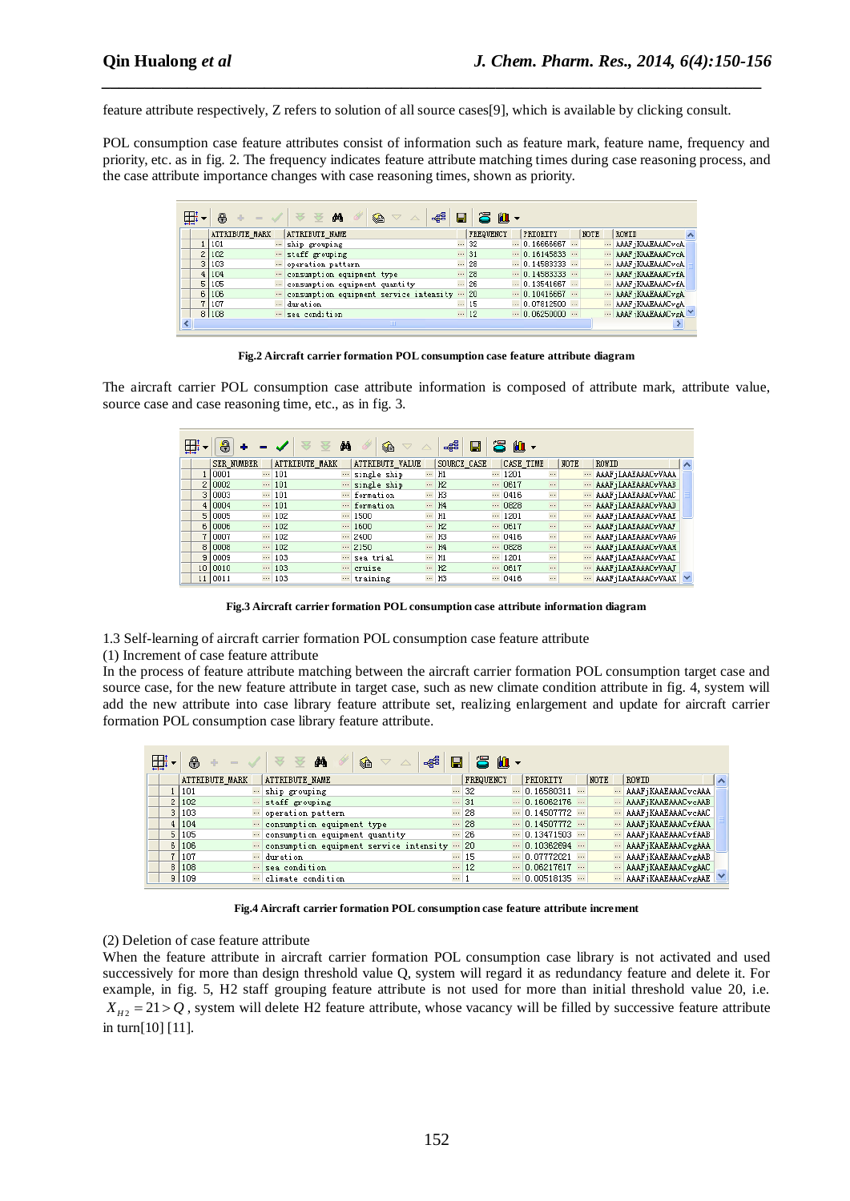feature attribute respectively, Z refers to solution of all source cases[9], which is available by clicking consult.

POL consumption case feature attributes consist of information such as feature mark, feature name, frequency and priority, etc. as in fig. 2. The frequency indicates feature attribute matching times during case reasoning process, and the case attribute importance changes with case reasoning times, shown as priority.

| | ATTRIBUTE_MARK | ATTRIBUTE_NAME | FREQUENCY | PRIORITY | NOTE | ROWID |
|---|---|---|---|---|---|---|
| 1 | 101 | ship grouping | 32 | 0.16666667 | | AAAFjKAAEAAACvcA |
| 2 | 102 | staff grouping | 31 | 0.16145833 | | AAAFjKAAEAAACvcA |
| 3 | 103 | operation pattern | 28 | 0.14583333 | | AAAFjKAAEAAACvcA |
| 4 | 104 | consumption equipment type | 28 | 0.14583333 | | AAAFjKAAEAAACvfA |
| 5 | 105 | consumption equipment quantity | 26 | 0.13541667 | | AAAFjKAAEAAACvfA |
| 6 | 106 | consumption equipment service intensity | 20 | 0.10416667 | | AAAFjKAAEAAACvgA |
| 7 | 107 | duration | 15 | 0.07812500 | | AAAFjKAAEAAACvgA |
| 8 | 108 | sea condition | 12 | 0.06250000 | | AAAFjKAAEAAACvgA |

**Fig.2 Aircraft carrier formation POL consumption case feature attribute diagram**

The aircraft carrier POL consumption case attribute information is composed of attribute mark, attribute value, source case and case reasoning time, etc., as in fig. 3.

| | SER_NUMBER | ATTRIBUTE_MARK | ATTRIBUTE_VALUE | SOURCE_CASE | CASE_TIME | NOTE | ROWID |
|---|---|---|---|---|---|---|---|
| 1 | 0001 | 101 | single ship | H1 | 1201 | | AAAFjLAAEAAACvVAAA |
| 2 | 0002 | 101 | single ship | H2 | 0617 | | AAAFjLAAEAAACvVAAB |
| 3 | 0003 | 101 | formation | H3 | 0416 | | AAAFjLAAEAAACvVAAC |
| 4 | 0004 | 101 | formation | H4 | 0828 | | AAAFjLAAEAAACvVAAD |
| 5 | 0005 | 102 | 1500 | H1 | 1201 | | AAAFjLAAEAAACvVAAE |
| 6 | 0006 | 102 | 1600 | H2 | 0617 | | AAAFjLAAEAAACvVAAF |
| 7 | 0007 | 102 | 2400 | H3 | 0416 | | AAAFjLAAEAAACvVAAG |
| 8 | 0008 | 102 | 2150 | H4 | 0828 | | AAAFjLAAEAAACvVAAH |
| 9 | 0009 | 103 | sea trial | H1 | 1201 | | AAAFjLAAEAAACvVAAI |
| 10 | 0010 | 103 | cruise | H2 | 0617 | | AAAFjLAAEAAACvVAAJ |
| 11 | 0011 | 103 | training | H3 | 0416 | | AAAFjLAAEAAACvVAAK |

**Fig.3 Aircraft carrier formation POL consumption case attribute information diagram**

1.3 Self-learning of aircraft carrier formation POL consumption case feature attribute

(1) Increment of case feature attribute

In the process of feature attribute matching between the aircraft carrier formation POL consumption target case and source case, for the new feature attribute in target case, such as new climate condition attribute in fig. 4, system will add the new attribute into case library feature attribute set, realizing enlargement and update for aircraft carrier formation POL consumption case library feature attribute.

| | ATTRIBUTE_MARK | ATTRIBUTE_NAME | FREQUENCY | PRIORITY | NOTE | ROWID |
|---|---|---|---|---|---|---|
| 1 | 101 | ship grouping | 32 | 0.16580311 | | AAAFjKAAEAAACvcAAA |
| 2 | 102 | staff grouping | 31 | 0.16062176 | | AAAFjKAAEAAACvcAAB |
| 3 | 103 | operation pattern | 28 | 0.14507772 | | AAAFjKAAEAAACvcAAC |
| 4 | 104 | consumption equipment type | 28 | 0.14507772 | | AAAFjKAAEAAACvfAAA |
| 5 | 105 | consumption equipment quantity | 26 | 0.13471503 | | AAAFjKAAEAAACvfAAB |
| 6 | 106 | consumption equipment service intensity | 20 | 0.10362694 | | AAAFjKAAEAAACvgAAA |
| 7 | 107 | duration | 15 | 0.07772021 | | AAAFjKAAEAAACvgAAB |
| 8 | 108 | sea condition | 12 | 0.06217617 | | AAAFjKAAEAAACvgAAC |
| 9 | 109 | climate condition | 1 | 0.00518135 | | AAAFjKAAEAAACvgAAE |

**Fig.4 Aircraft carrier formation POL consumption case feature attribute increment**

(2) Deletion of case feature attribute

When the feature attribute in aircraft carrier formation POL consumption case library is not activated and used successively for more than design threshold value Q, system will regard it as redundancy feature and delete it. For example, in fig. 5, H2 staff grouping feature attribute is not used for more than initial threshold value 20, i.e. $X_{H2} = 21 > Q$, system will delete H2 feature attribute, whose vacancy will be filled by successive feature attribute in turn[10] [11].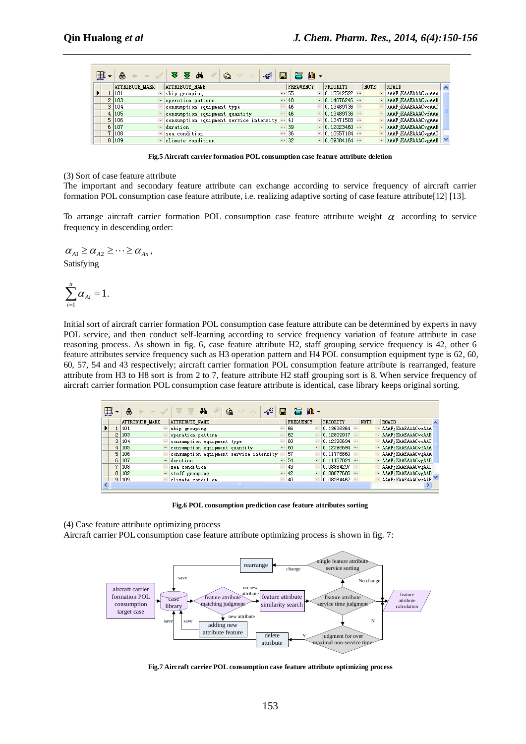| | ATTRIBUTE_MARK | ATTRIBUTE_NAME | FREQUENCY | PRIORITY | NOTE | ROWID |
|---|---|---|---|---|---|---|
| 1 | 101 | ship grouping | 55 | 0.15542522 | | AAAFjKAAEAAACvcAAA |
| 2 | 103 | operation pattern | 48 | 0.14076246 | | AAAFjKAAEAAACvcAAB |
| 3 | 104 | consumption equipment type | 46 | 0.13489736 | | AAAFjKAAEAAACvcAAC |
| 4 | 105 | consumption equipment quantity | 46 | 0.13489736 | | AAAFjKAAEAAACvfAAA |
| 5 | 106 | consumption equipment service intensity | 41 | 0.13471503 | | AAAFjKAAEAAACvgAAA |
| 6 | 107 | duration | 39 | 0.12023460 | | AAAFjKAAEAAACvgAAB |
| 7 | 108 | sea condition | 36 | 0.10557184 | | AAAFjKAAEAAACvgAAC |
| 8 | 109 | climate condition | 32 | 0.09384164 | | AAAFjKAAEAAACvgAAE |

**Fig.5 Aircraft carrier formation POL consumption case feature attribute deletion**

(3) Sort of case feature attribute

The important and secondary feature attribute can exchange according to service frequency of aircraft carrier formation POL consumption case feature attribute, i.e. realizing adaptive sorting of case feature attribute[12] [13].

To arrange aircraft carrier formation POL consumption case feature attribute weight $\alpha$ according to service frequency in descending order:

$$\alpha_{A1} \geq \alpha_{A2} \geq \cdots \geq \alpha_{An},$$

Satisfying

$$\sum_{i=1}^{n} \alpha_{Ai} = 1.$$

Initial sort of aircraft carrier formation POL consumption case feature attribute can be determined by experts in navy POL service, and then conduct self-learning according to service frequency variation of feature attribute in case reasoning process. As shown in fig. 6, case feature attribute H2, staff grouping service frequency is 42, other 6 feature attributes service frequency such as H3 operation pattern and H4 POL consumption equipment type is 62, 60, 60, 57, 54 and 43 respectively; aircraft carrier formation POL consumption feature attribute is rearranged, feature attribute from H3 to H8 sort is from 2 to 7, feature attribute H2 staff grouping sort is 8. When service frequency of aircraft carrier formation POL consumption case feature attribute is identical, case library keeps original sorting.

| | ATTRIBUTE_MARK | ATTRIBUTE_NAME | FREQUENCY | PRIORITY | NOTE | ROWID |
|---|---|---|---|---|---|---|
| 1 | 101 | ship grouping | 66 | 0.13636364 | | AAAFjKAAEAAACvcAAA |
| 2 | 103 | operation pattern | 62 | 0.12809917 | | AAAFjKAAEAAACvcAAB |
| 3 | 104 | consumption equipment type | 60 | 0.12396694 | | AAAFjKAAEAAACvcAAC |
| 4 | 105 | consumption equipment quantity | 60 | 0.12396694 | | AAAFjKAAEAAACvfAAA |
| 5 | 106 | consumption equipment service intensity | 57 | 0.11776860 | | AAAFjKAAEAAACvgAAA |
| 6 | 107 | duration | 54 | 0.11157024 | | AAAFjKAAEAAACvgAAB |
| 7 | 108 | sea condition | 43 | 0.08884297 | | AAAFjKAAEAAACvgAAC |
| 8 | 102 | staff grouping | 42 | 0.08677686 | | AAAFjKAAEAAACvgAAD |
| 9 | 109 | climate condition | 40 | 0.08264462 | | AAAFjKAAEAAACvgAAE |

**Fig.6 POL consumption prediction case feature attributes sorting**

(4) Case feature attribute optimizing process

Aircraft carrier POL consumption case feature attribute optimizing process is shown in fig. 7:

**Fig.7 Aircraft carrier POL consumption case feature attribute optimizing process**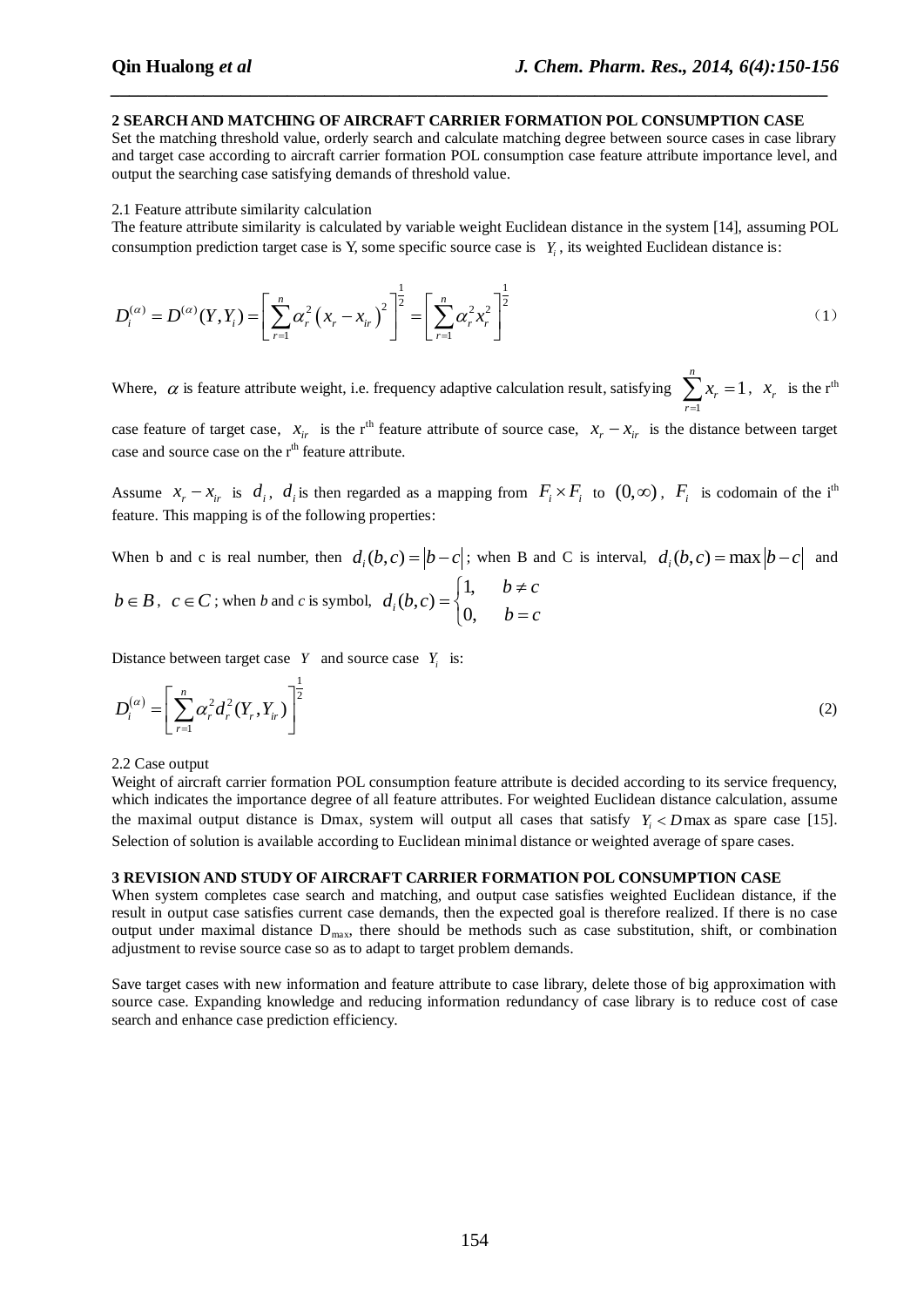**2 SEARCH AND MATCHING OF AIRCRAFT CARRIER FORMATION POL CONSUMPTION CASE**

Set the matching threshold value, orderly search and calculate matching degree between source cases in case library and target case according to aircraft carrier formation POL consumption case feature attribute importance level, and output the searching case satisfying demands of threshold value.

2.1 Feature attribute similarity calculation

The feature attribute similarity is calculated by variable weight Euclidean distance in the system [14], assuming POL consumption prediction target case is Y, some specific source case is $Y_i$, its weighted Euclidean distance is:

$$D_i^{(\alpha)} = D^{(\alpha)}(Y, Y_i) = \left[ \sum_{r=1}^{n} \alpha_r^2 \left( x_r - x_{ir} \right)^2 \right]^{\frac{1}{2}} = \left[ \sum_{r=1}^{n} \alpha_r^2 x_r^2 \right]^{\frac{1}{2}} \quad (1)$$

Where, $\alpha$ is feature attribute weight, i.e. frequency adaptive calculation result, satisfying $\sum_{r=1}^{n} x_r = 1$, $x_r$ is the r[th] case feature of target case, $x_{ir}$ is the r[th] feature attribute of source case, $x_r - x_{ir}$ is the distance between target case and source case on the r[th] feature attribute.

Assume $x_r - x_{ir}$ is $d_i$, $d_i$ is then regarded as a mapping from $F_i \times F_i$ to $(0, \infty)$, $F_i$ is codomain of the i[th] feature. This mapping is of the following properties:

When b and c is real number, then $d_i(b,c) = |b - c|$; when B and C is interval, $d_i(b,c) = \max|b - c|$ and $b \in B$, $c \in C$; when *b* and *c* is symbol, $d_i(b,c) = \begin{cases} 1, & b \neq c \\ 0, & b = c \end{cases}$

Distance between target case $Y$ and source case $Y_i$ is:

$$D_i^{(\alpha)} = \left[ \sum_{r=1}^{n} \alpha_r^2 d_r^2 (Y_r, Y_{ir}) \right]^{\frac{1}{2}} \quad (2)$$

2.2 Case output

Weight of aircraft carrier formation POL consumption feature attribute is decided according to its service frequency, which indicates the importance degree of all feature attributes. For weighted Euclidean distance calculation, assume the maximal output distance is Dmax, system will output all cases that satisfy $Y_i < D\max$ as spare case [15]. Selection of solution is available according to Euclidean minimal distance or weighted average of spare cases.

**3 REVISION AND STUDY OF AIRCRAFT CARRIER FORMATION POL CONSUMPTION CASE**

When system completes case search and matching, and output case satisfies weighted Euclidean distance, if the result in output case satisfies current case demands, then the expected goal is therefore realized. If there is no case output under maximal distance $D_{max}$, there should be methods such as case substitution, shift, or combination adjustment to revise source case so as to adapt to target problem demands.

Save target cases with new information and feature attribute to case library, delete those of big approximation with source case. Expanding knowledge and reducing information redundancy of case library is to reduce cost of case search and enhance case prediction efficiency.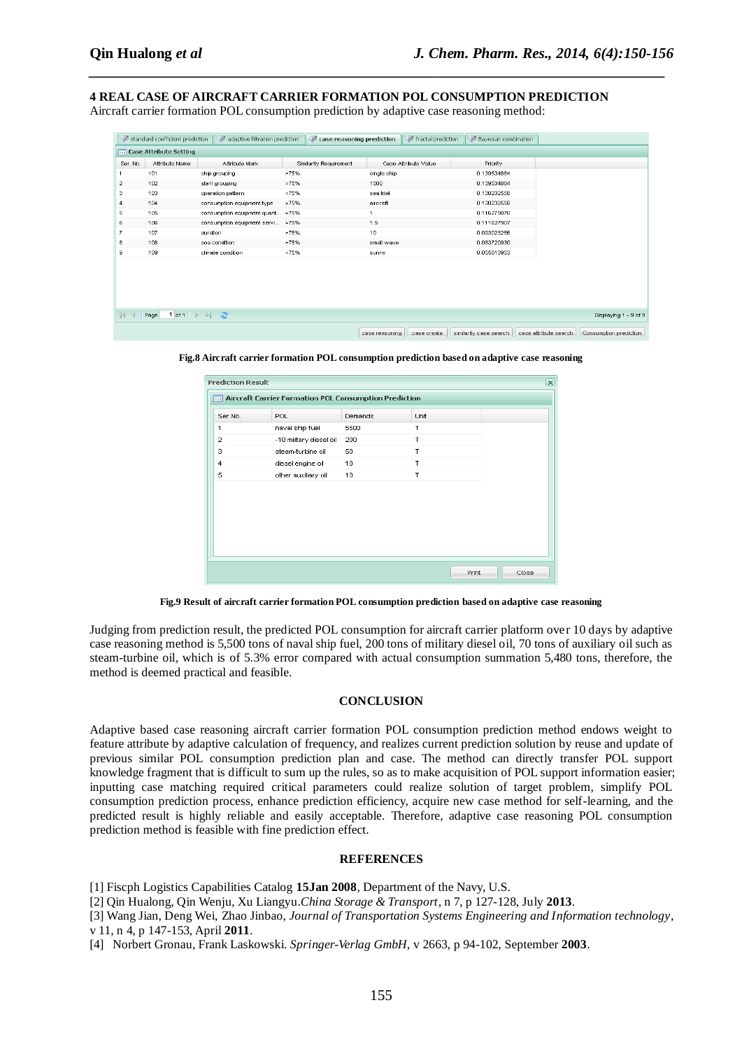## 4 REAL CASE OF AIRCRAFT CARRIER FORMATION POL CONSUMPTION PREDICTION

Aircraft carrier formation POL consumption prediction by adaptive case reasoning method:

standard coefficient prediction | adaptive filtration prediction | case reasoning prediction | fractal prediction | Bayesian combination

**Case Attribute Setting**

| Ser. No. | Attribute Name | Attribute Mark | Similarity Requirement | Case Attribute Value | Priority |
|---|---|---|---|---|---|
| 1 | 101 | ship grouping | >75% | single ship | 0.139534884 |
| 2 | 102 | staff grouping | >75% | 1500 | 0.139534884 |
| 3 | 103 | operation pattern | >75% | sea trial | 0.130232558 |
| 4 | 104 | consumption equipment type | >75% | aircraft | 0.130232558 |
| 5 | 105 | consumption equipment quant... | >75% | 1 | 0.116279070 |
| 6 | 106 | consumption equipment servi... | >75% | 1.5 | 0.111627907 |
| 7 | 107 | duration | >75% | 10 | 0.093023256 |
| 8 | 108 | sea condition | >75% | small wave | 0.083720930 |
| 9 | 109 | climate condition | >75% | sunny | 0.055813953 |

Page 1 of 1 — Displaying 1 - 9 of 9

case reasoning | case create | similarity case search | case attribute search | Consumption prediction

**Fig.8 Aircraft carrier formation POL consumption prediction based on adaptive case reasoning**

**Prediction Result**

**Aircraft Carrier Formation POL Consumption Prediction**

| Ser.No. | POL | Demands | Unit |
|---|---|---|---|
| 1 | naval ship fuel | 5500 | T |
| 2 | -10 military diesel oil | 200 | T |
| 3 | steam-turbine oil | 50 | T |
| 4 | diesel engine oil | 10 | T |
| 5 | other auxiliary oil | 10 | T |

Print | Close

**Fig.9 Result of aircraft carrier formation POL consumption prediction based on adaptive case reasoning**

Judging from prediction result, the predicted POL consumption for aircraft carrier platform over 10 days by adaptive case reasoning method is 5,500 tons of naval ship fuel, 200 tons of military diesel oil, 70 tons of auxiliary oil such as steam-turbine oil, which is of 5.3% error compared with actual consumption summation 5,480 tons, therefore, the method is deemed practical and feasible.

## CONCLUSION

Adaptive based case reasoning aircraft carrier formation POL consumption prediction method endows weight to feature attribute by adaptive calculation of frequency, and realizes current prediction solution by reuse and update of previous similar POL consumption prediction plan and case. The method can directly transfer POL support knowledge fragment that is difficult to sum up the rules, so as to make acquisition of POL support information easier; inputting case matching required critical parameters could realize solution of target problem, simplify POL consumption prediction process, enhance prediction efficiency, acquire new case method for self-learning, and the predicted result is highly reliable and easily acceptable. Therefore, adaptive case reasoning POL consumption prediction method is feasible with fine prediction effect.

## REFERENCES

[1] Fiscph Logistics Capabilities Catalog **15Jan 2008**, Department of the Navy, U.S.

[2] Qin Hualong, Qin Wenju, Xu Liangyu.*China Storage & Transport*, n 7, p 127-128, July **2013**.

[3] Wang Jian, Deng Wei, Zhao Jinbao, *Journal of Transportation Systems Engineering and Information technology*, v 11, n 4, p 147-153, April **2011**.

[4] Norbert Gronau, Frank Laskowski. *Springer-Verlag GmbH*, v 2663, p 94-102, September **2003**.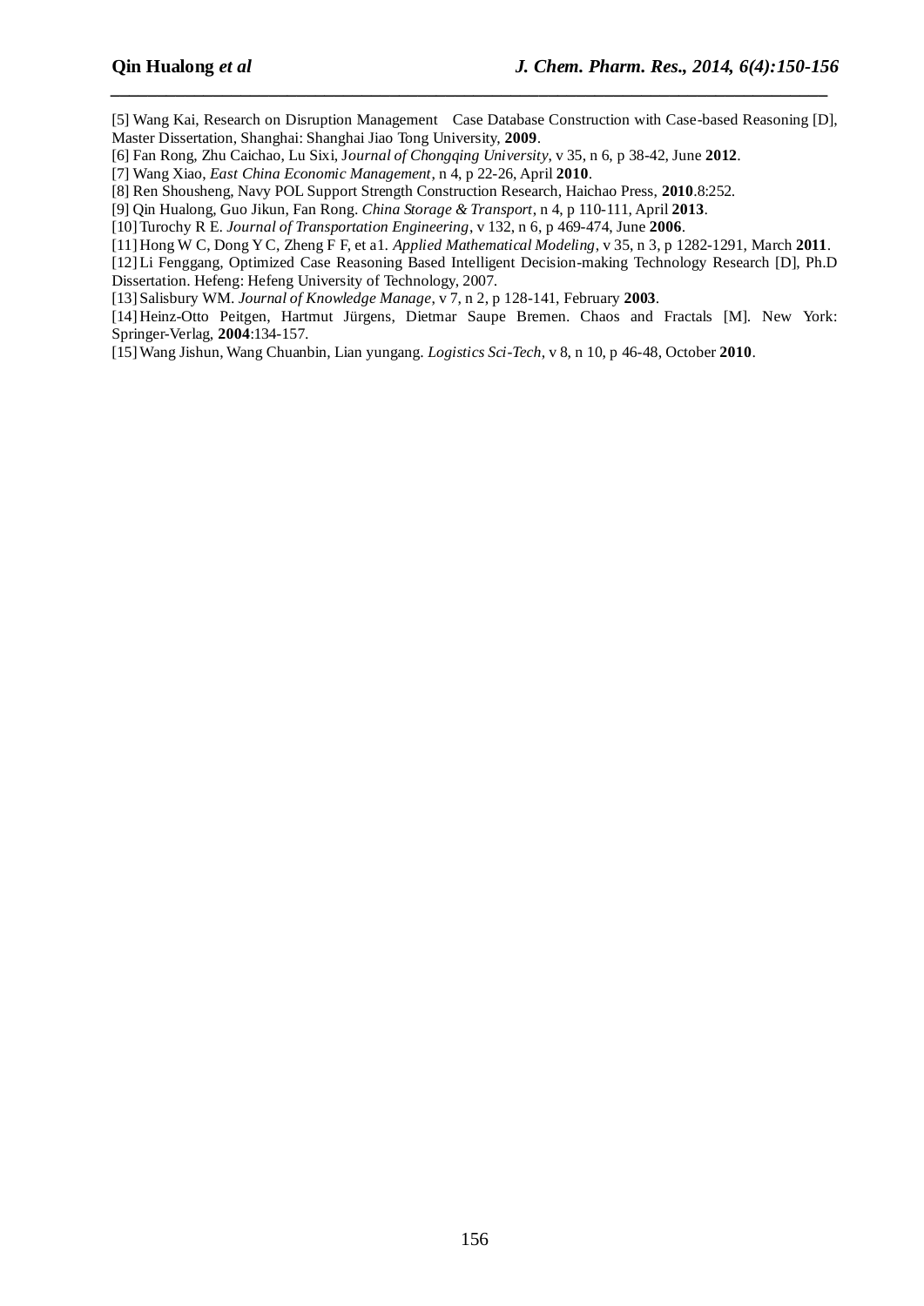[5] Wang Kai, Research on Disruption Management Case Database Construction with Case-based Reasoning [D], Master Dissertation, Shanghai: Shanghai Jiao Tong University, **2009**.

[6] Fan Rong, Zhu Caichao, Lu Sixi, *Journal of Chongqing University*, v 35, n 6, p 38-42, June **2012**.

[7] Wang Xiao, *East China Economic Management*, n 4, p 22-26, April **2010**.

[8] Ren Shousheng, Navy POL Support Strength Construction Research, Haichao Press, **2010**.8:252.

[9] Qin Hualong, Guo Jikun, Fan Rong. *China Storage & Transport*, n 4, p 110-111, April **2013**.

[10] Turochy R E. *Journal of Transportation Engineering*, v 132, n 6, p 469-474, June **2006**.

[11] Hong W C, Dong Y C, Zheng F F, et a1. *Applied Mathematical Modeling*, v 35, n 3, p 1282-1291, March **2011**.

[12] Li Fenggang, Optimized Case Reasoning Based Intelligent Decision-making Technology Research [D], Ph.D Dissertation. Hefeng: Hefeng University of Technology, 2007.

[13] Salisbury WM. *Journal of Knowledge Manage*, v 7, n 2, p 128-141, February **2003**.

[14] Heinz-Otto Peitgen, Hartmut Jürgens, Dietmar Saupe Bremen. Chaos and Fractals [M]. New York: Springer-Verlag, **2004**:134-157.

[15] Wang Jishun, Wang Chuanbin, Lian yungang. *Logistics Sci-Tech*, v 8, n 10, p 46-48, October **2010**.